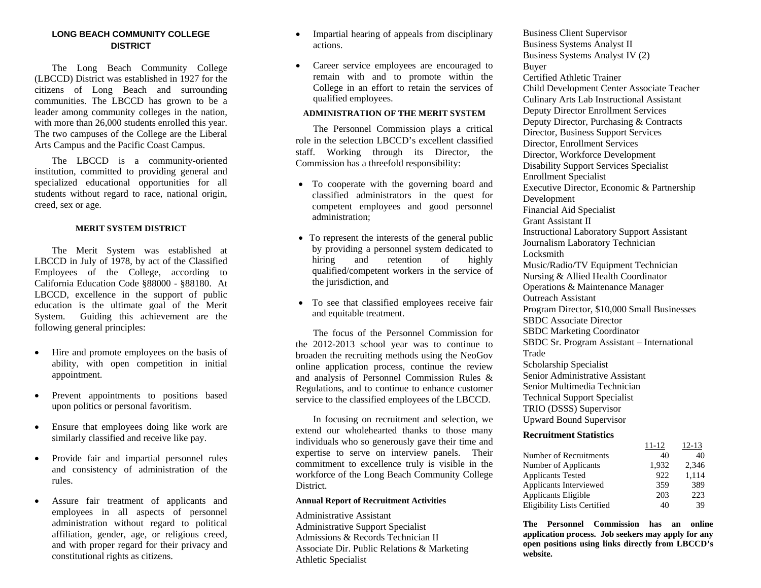## LONG BEACH COMMUNITY COLLEGE DISTRICT

The Long Beach Community College (LBCCD) District was established in 1927 for the citizens of Long Beach and surrounding communities. The LBCCD has grown to be a leader among community colleges in the nation, with more than 26,000 students enrolled this year. The two campuses of the College are the Liberal Arts Campus and the Pacific Coast Campus.

The LBCCD is a community-oriented institution, committed to providing general and specialized educational opportunities for all students without regard to race, national origin, creed, sex or age.

### MERIT SYSTEM DISTRICT

The Merit System was established at LBCCD in July of 1978, by act of the Classified Employees of the College, according to California Education Code §88000 - §88180. At LBCCD, excellence in the support of public education is the ultimate goal of the Merit System. Guiding this achievement are the following general principles:

- Hire and promote employees on the basis of ability, with open competition in initial appointment.
- Prevent appointments to positions based upon politics or personal favoritism.
- Ensure that employees doing like work are similarly classified and receive like pay.
- Provide fair and impartial personnel rules and consistency of administration of the rules.
- Assure fair treatment of applicants and employees in all aspects of personnel administration without regard to political affiliation, gender, age, or religious creed, and with proper regard for their privacy and constitutional rights as citizens.
- Impartial hearing of appeals from disciplinary actions.
- Career service employees are encouraged to remain with and to promote within the College in an effort to retain the services of qualified employees.

### ADMINISTRATION OF THE MERIT SYSTEM

The Personnel Commission plays a critical role in the selection LBCCD's excellent classified staff. Working through its Director, the Commission has a threefold responsibility:

- To cooperate with the governing board and classified administrators in the quest for competent employees and good personnel administration;
- To represent the interests of the general public by providing a personnel system dedicated to hiring and retention of highly qualified/competent workers in the service of the jurisdiction, and
- To see that classified employees receive fair and equitable treatment.

The focus of the Personnel Commission for the 2012-2013 school year was to continue to broaden the recruiting methods using the NeoGov online application process, continue the review and analysis of Personnel Commission Rules & Regulations, and to continue to enhance customer service to the classified employees of the LBCCD.

In focusing on recruitment and selection, we extend our wholehearted thanks to those many individuals who so generously gave their time and expertise to serve on interview panels. Their commitment to excellence truly is visible in the workforce of the Long Beach Community College District.

### Annual Report of Recruitment Activities

Administrative Assistant
Administrative Support Specialist
Admissions & Records Technician II
Associate Dir. Public Relations & Marketing
Athletic Specialist
Business Client Supervisor
Business Systems Analyst II
Business Systems Analyst IV (2)
Buyer
Certified Athletic Trainer
Child Development Center Associate Teacher
Culinary Arts Lab Instructional Assistant
Deputy Director Enrollment Services
Deputy Director, Purchasing & Contracts
Director, Business Support Services
Director, Enrollment Services
Director, Workforce Development
Disability Support Services Specialist
Enrollment Specialist
Executive Director, Economic & Partnership Development
Financial Aid Specialist
Grant Assistant II
Instructional Laboratory Support Assistant
Journalism Laboratory Technician
Locksmith
Music/Radio/TV Equipment Technician
Nursing & Allied Health Coordinator
Operations & Maintenance Manager
Outreach Assistant
Program Director, $10,000 Small Businesses
SBDC Associate Director
SBDC Marketing Coordinator
SBDC Sr. Program Assistant – International Trade
Scholarship Specialist
Senior Administrative Assistant
Senior Multimedia Technician
Technical Support Specialist
TRIO (DSSS) Supervisor
Upward Bound Supervisor

### Recruitment Statistics

| | 11-12 | 12-13 |
|---|---|---|
| Number of Recruitments | 40 | 40 |
| Number of Applicants | 1,932 | 2,346 |
| Applicants Tested | 922 | 1,114 |
| Applicants Interviewed | 359 | 389 |
| Applicants Eligible | 203 | 223 |
| Eligibility Lists Certified | 40 | 39 |

**The Personnel Commission has an online application process. Job seekers may apply for any open positions using links directly from LBCCD's website.**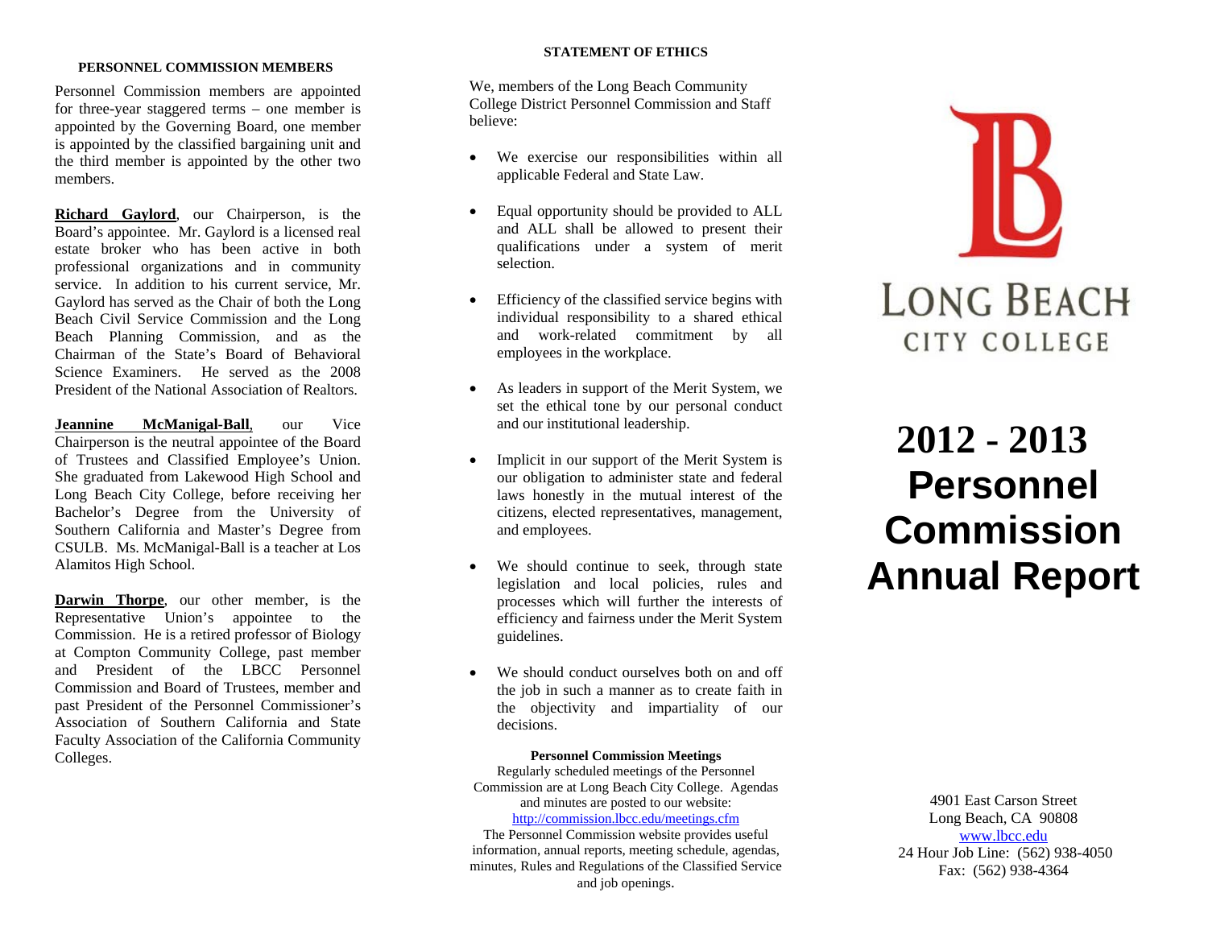## PERSONNEL COMMISSION MEMBERS

Personnel Commission members are appointed for three-year staggered terms – one member is appointed by the Governing Board, one member is appointed by the classified bargaining unit and the third member is appointed by the other two members.

**Richard Gaylord**, our Chairperson, is the Board's appointee. Mr. Gaylord is a licensed real estate broker who has been active in both professional organizations and in community service. In addition to his current service, Mr. Gaylord has served as the Chair of both the Long Beach Civil Service Commission and the Long Beach Planning Commission, and as the Chairman of the State's Board of Behavioral Science Examiners. He served as the 2008 President of the National Association of Realtors.

**Jeannine McManigal-Ball**, our Vice Chairperson is the neutral appointee of the Board of Trustees and Classified Employee's Union. She graduated from Lakewood High School and Long Beach City College, before receiving her Bachelor's Degree from the University of Southern California and Master's Degree from CSULB. Ms. McManigal-Ball is a teacher at Los Alamitos High School.

**Darwin Thorpe**, our other member, is the Representative Union's appointee to the Commission. He is a retired professor of Biology at Compton Community College, past member and President of the LBCC Personnel Commission and Board of Trustees, member and past President of the Personnel Commissioner's Association of Southern California and State Faculty Association of the California Community Colleges.

## STATEMENT OF ETHICS

We, members of the Long Beach Community College District Personnel Commission and Staff believe:

- We exercise our responsibilities within all applicable Federal and State Law.
- Equal opportunity should be provided to ALL and ALL shall be allowed to present their qualifications under a system of merit selection.
- Efficiency of the classified service begins with individual responsibility to a shared ethical and work-related commitment by all employees in the workplace.
- As leaders in support of the Merit System, we set the ethical tone by our personal conduct and our institutional leadership.
- Implicit in our support of the Merit System is our obligation to administer state and federal laws honestly in the mutual interest of the citizens, elected representatives, management, and employees.
- We should continue to seek, through state legislation and local policies, rules and processes which will further the interests of efficiency and fairness under the Merit System guidelines.
- We should conduct ourselves both on and off the job in such a manner as to create faith in the objectivity and impartiality of our decisions.

**Personnel Commission Meetings**

Regularly scheduled meetings of the Personnel Commission are at Long Beach City College. Agendas and minutes are posted to our website: http://commission.lbcc.edu/meetings.cfm

The Personnel Commission website provides useful information, annual reports, meeting schedule, agendas, minutes, Rules and Regulations of the Classified Service and job openings.

LONG BEACH CITY COLLEGE

# 2012 - 2013 Personnel Commission Annual Report

4901 East Carson Street
Long Beach, CA 90808
www.lbcc.edu
24 Hour Job Line: (562) 938-4050
Fax: (562) 938-4364